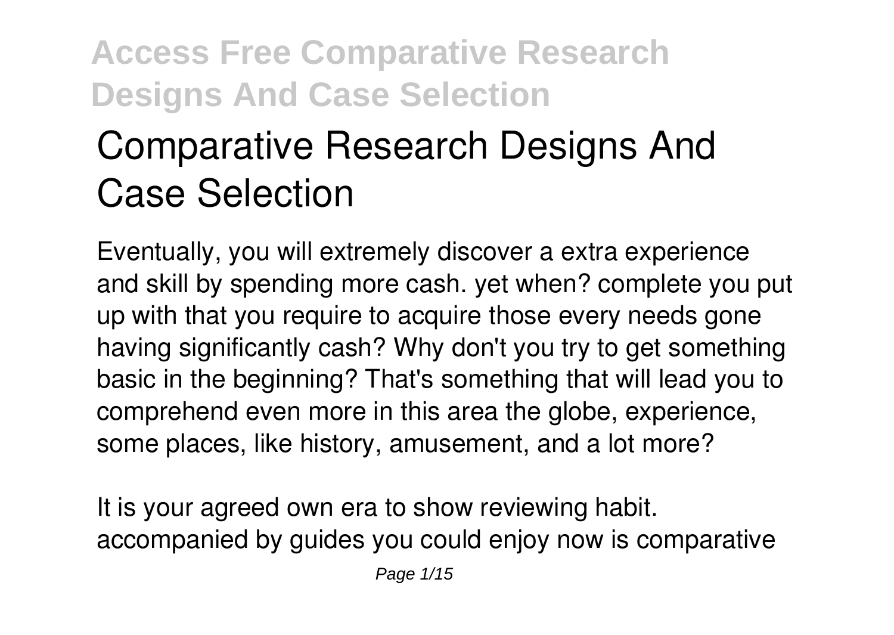# Comparative Research Designs And Case Selection

Eventually, you will extremely discover a extra experience and skill by spending more cash. yet when? complete you put up with that you require to acquire those every needs gone having significantly cash? Why don't you try to get something basic in the beginning? That's something that will lead you to comprehend even more in this area the globe, experience, some places, like history, amusement, and a lot more?

It is your agreed own era to show reviewing habit. accompanied by guides you could enjoy now is comparative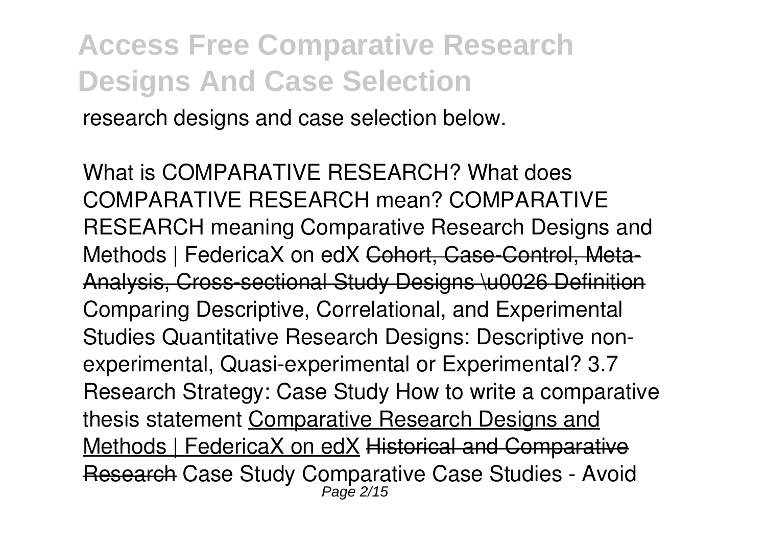research designs and case selection below.

What is COMPARATIVE RESEARCH? What does COMPARATIVE RESEARCH mean? COMPARATIVE RESEARCH meaning Comparative Research Designs and Methods | FedericaX on edX ~~Cohort, Case-Control, Meta-Analysis, Cross-sectional Study Designs \u0026 Definition~~ Comparing Descriptive, Correlational, and Experimental Studies Quantitative Research Designs: Descriptive non-experimental, Quasi-experimental or Experimental? 3.7 Research Strategy: Case Study How to write a comparative thesis statement Comparative Research Designs and Methods | FedericaX on edX ~~Historical and Comparative Research~~ Case Study Comparative Case Studies - Avoid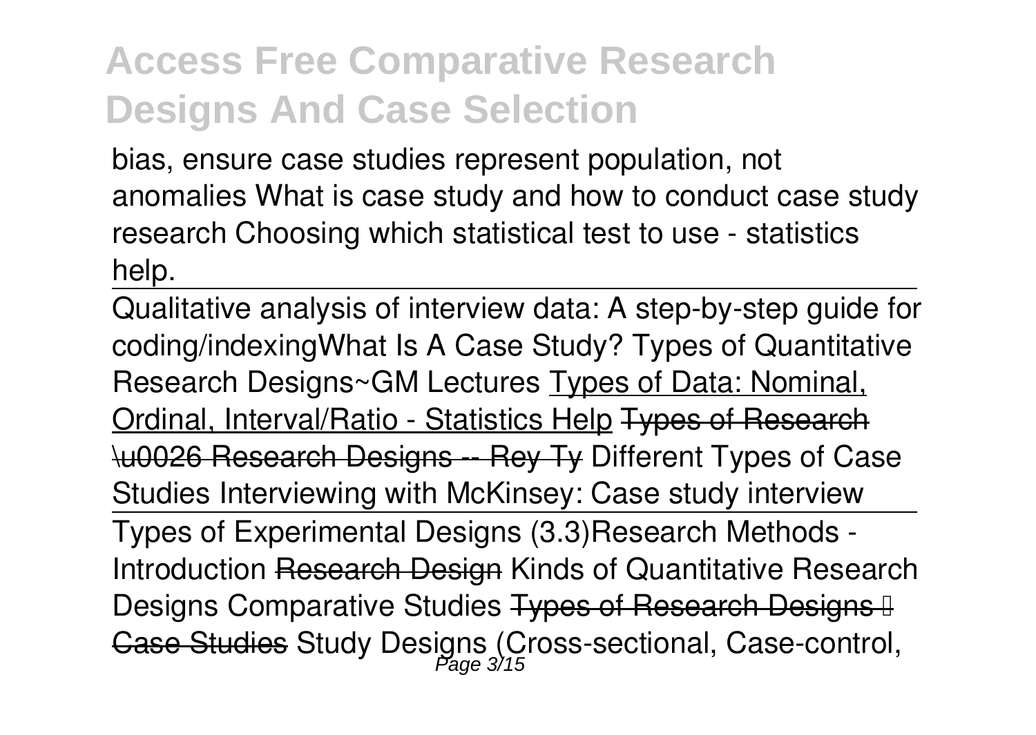bias, ensure case studies represent population, not anomalies What is case study and how to conduct case study research Choosing which statistical test to use - statistics help.

Qualitative analysis of interview data: A step-by-step guide for coding/indexingWhat Is A Case Study? Types of Quantitative Research Designs~GM Lectures Types of Data: Nominal, Ordinal, Interval/Ratio - Statistics Help ~~Types of Research \u0026 Research Designs -- Rey Ty~~ Different Types of Case Studies Interviewing with McKinsey: Case study interview

Types of Experimental Designs (3.3)Research Methods - Introduction ~~Research Design~~ Kinds of Quantitative Research Designs Comparative Studies ~~Types of Research Designs – Case Studies~~ Study Designs (Cross-sectional, Case-control,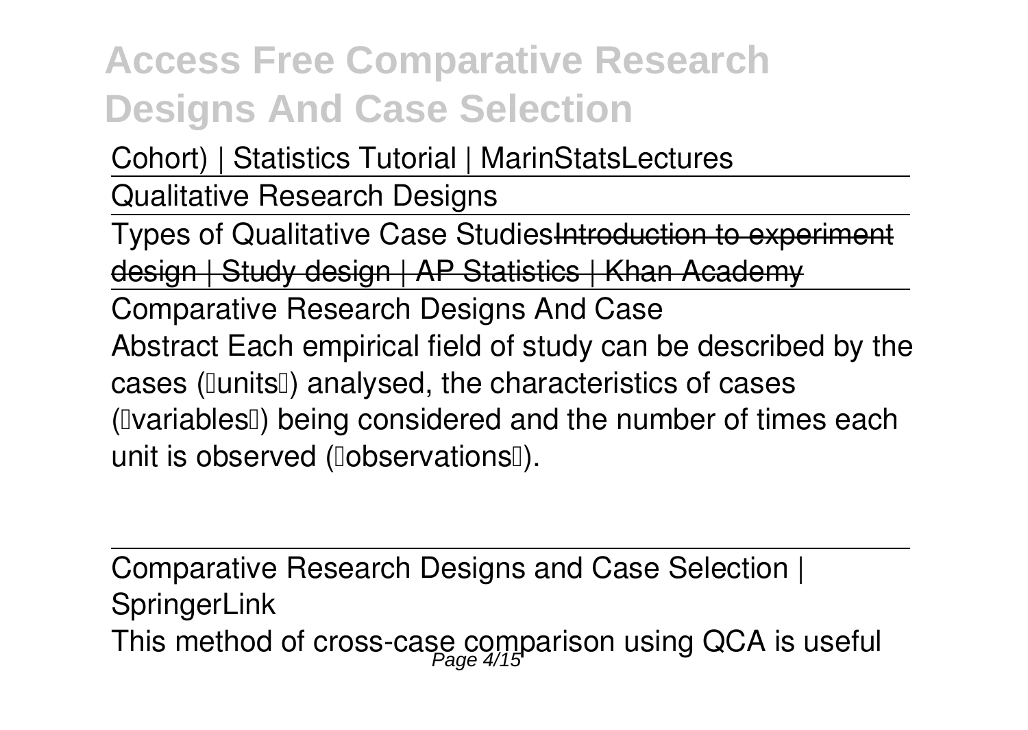Cohort) | Statistics Tutorial | MarinStatsLectures

Qualitative Research Designs

Types of Qualitative Case StudiesIntroduction to experiment design | Study design | AP Statistics | Khan Academy

Comparative Research Designs And Case

Abstract Each empirical field of study can be described by the cases ('units') analysed, the characteristics of cases ('variables') being considered and the number of times each unit is observed ('observations').

Comparative Research Designs and Case Selection | SpringerLink

This method of cross-case comparison using QCA is useful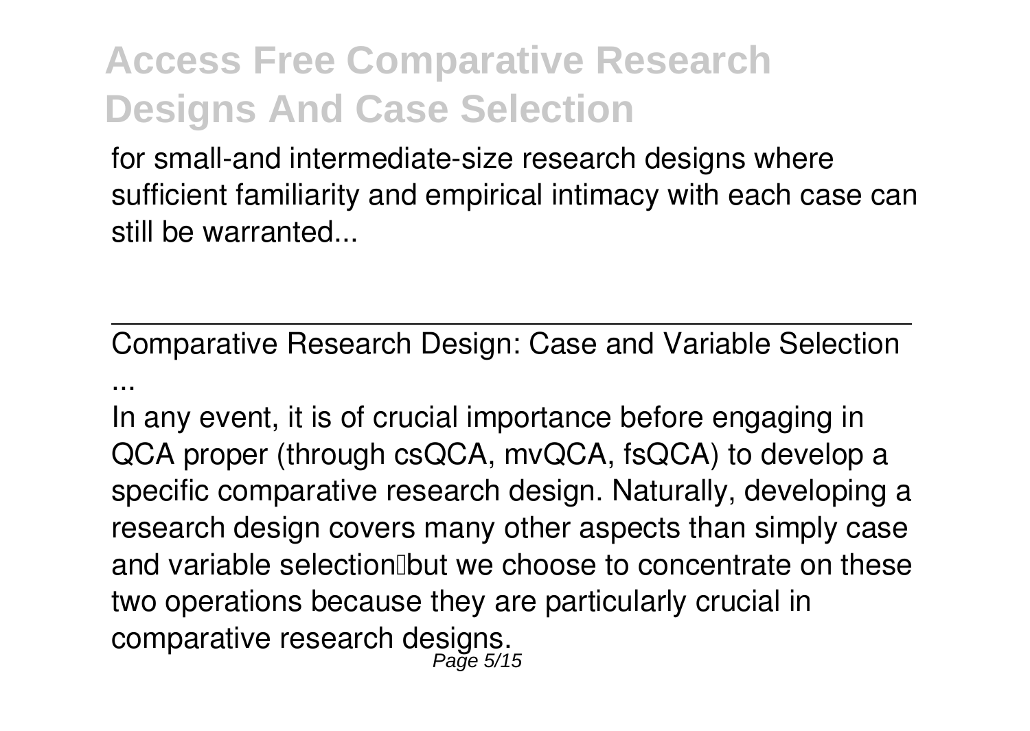for small-and intermediate-size research designs where sufficient familiarity and empirical intimacy with each case can still be warranted...

Comparative Research Design: Case and Variable Selection ...

In any event, it is of crucial importance before engaging in QCA proper (through csQCA, mvQCA, fsQCA) to develop a specific comparative research design. Naturally, developing a research design covers many other aspects than simply case and variable selection—but we choose to concentrate on these two operations because they are particularly crucial in comparative research designs.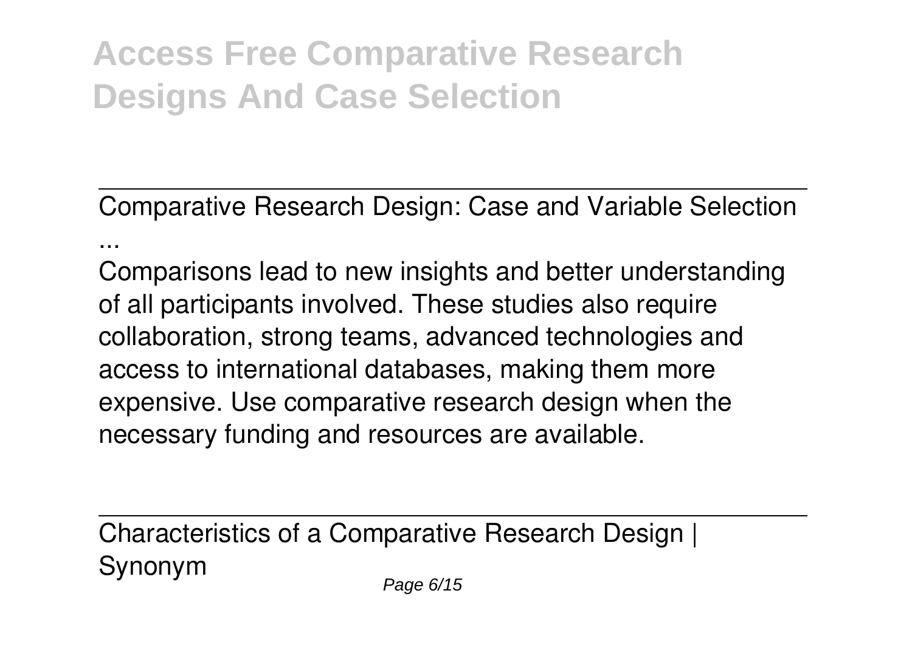Comparative Research Design: Case and Variable Selection ...

Comparisons lead to new insights and better understanding of all participants involved. These studies also require collaboration, strong teams, advanced technologies and access to international databases, making them more expensive. Use comparative research design when the necessary funding and resources are available.

Characteristics of a Comparative Research Design | Synonym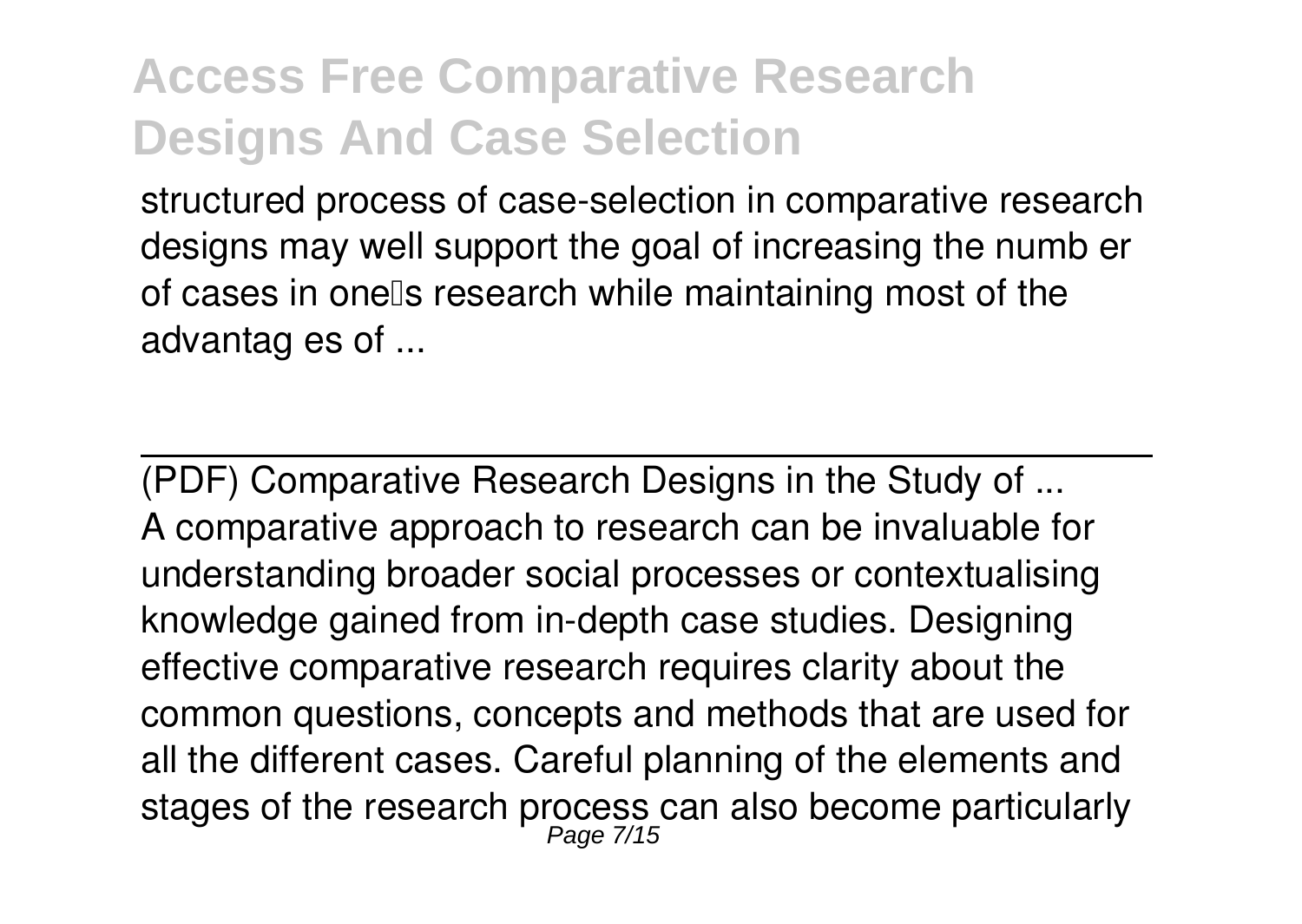structured process of case-selection in comparative research designs may well support the goal of increasing the numb er of cases in one's research while maintaining most of the advantag es of ...

(PDF) Comparative Research Designs in the Study of ...

A comparative approach to research can be invaluable for understanding broader social processes or contextualising knowledge gained from in-depth case studies. Designing effective comparative research requires clarity about the common questions, concepts and methods that are used for all the different cases. Careful planning of the elements and stages of the research process can also become particularly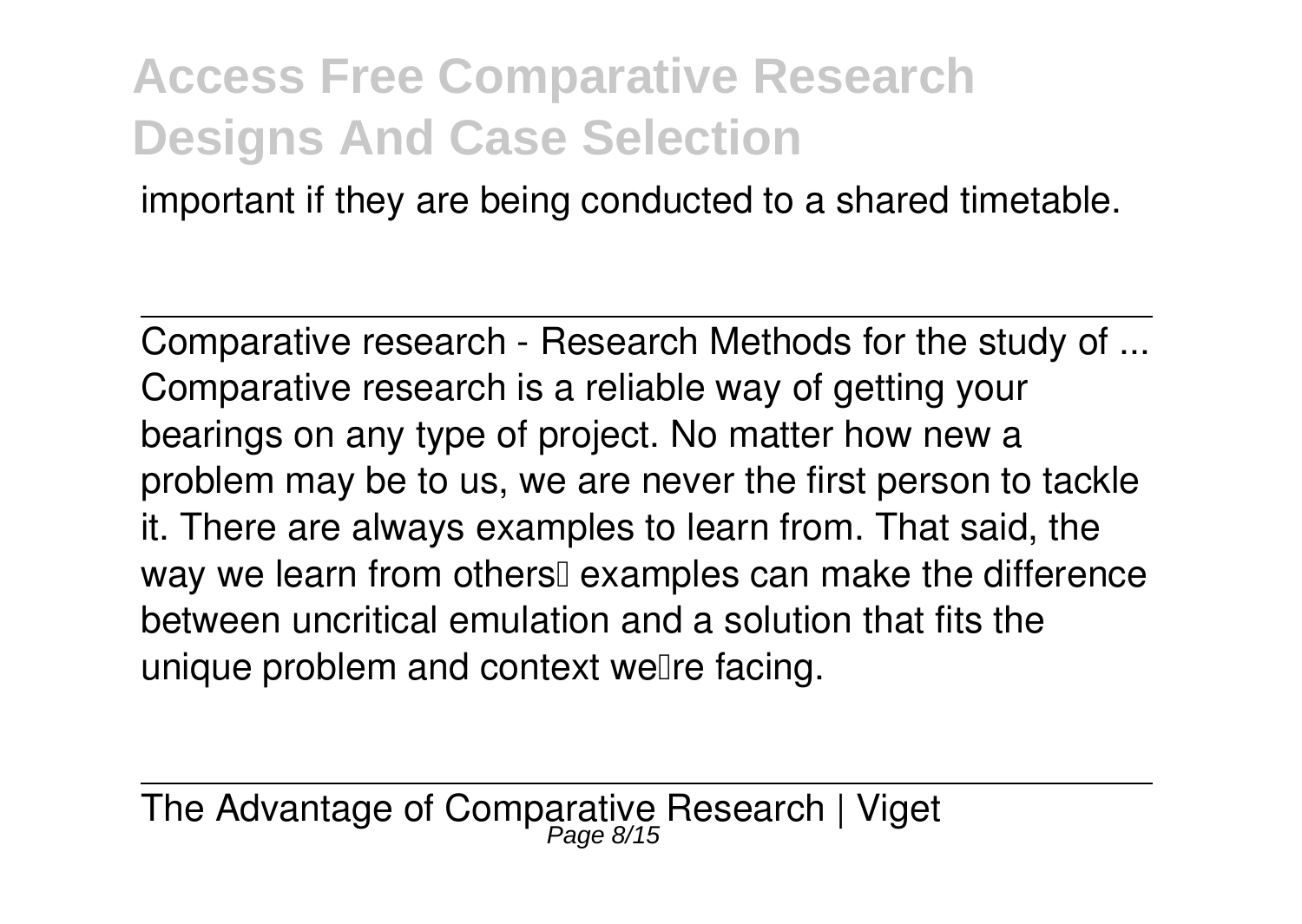important if they are being conducted to a shared timetable.

Comparative research - Research Methods for the study of ...

Comparative research is a reliable way of getting your bearings on any type of project. No matter how new a problem may be to us, we are never the first person to tackle it. There are always examples to learn from. That said, the way we learn from others' examples can make the difference between uncritical emulation and a solution that fits the unique problem and context we're facing.

The Advantage of Comparative Research | Viget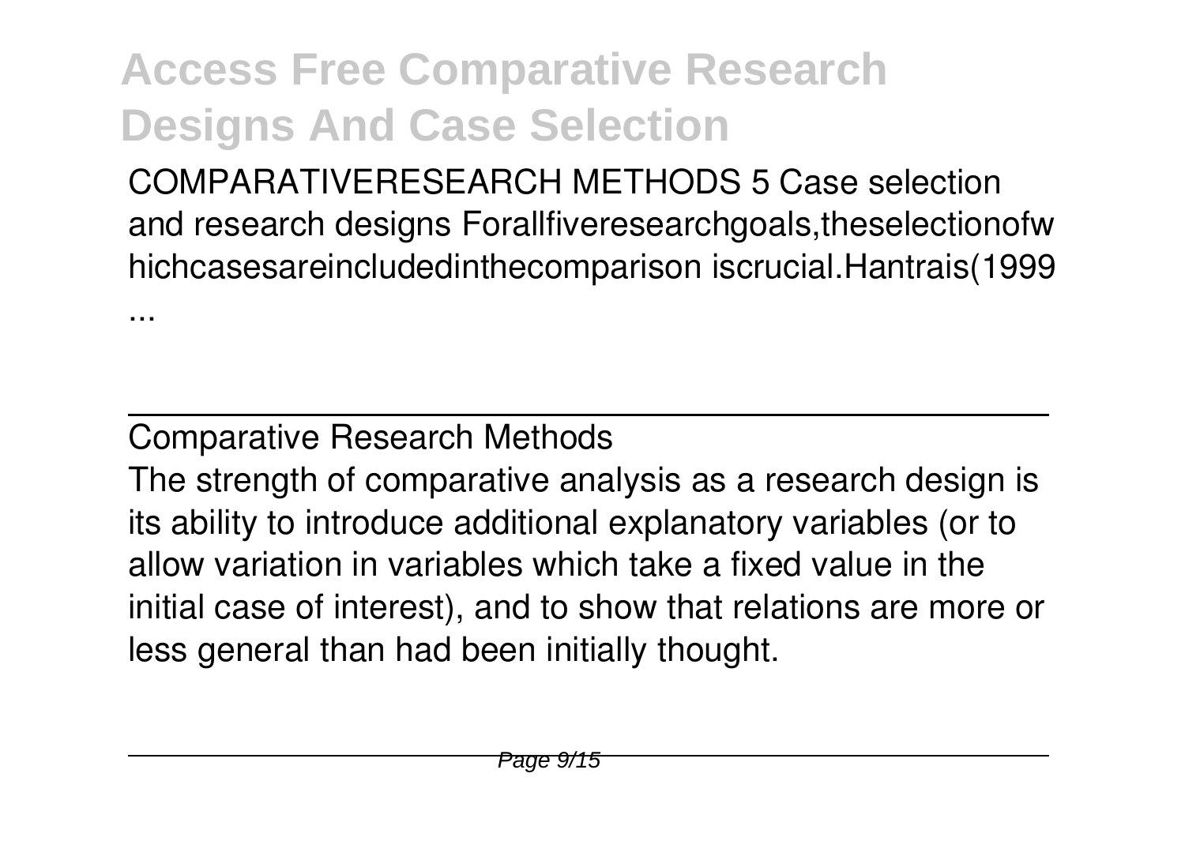COMPARATIVERESEARCH METHODS 5 Case selection and research designs Forallfiveresearchgoals,theselectionofw hichcasesareincludedinthecomparison iscrucial.Hantrais(1999 ...

## Comparative Research Methods

The strength of comparative analysis as a research design is its ability to introduce additional explanatory variables (or to allow variation in variables which take a fixed value in the initial case of interest), and to show that relations are more or less general than had been initially thought.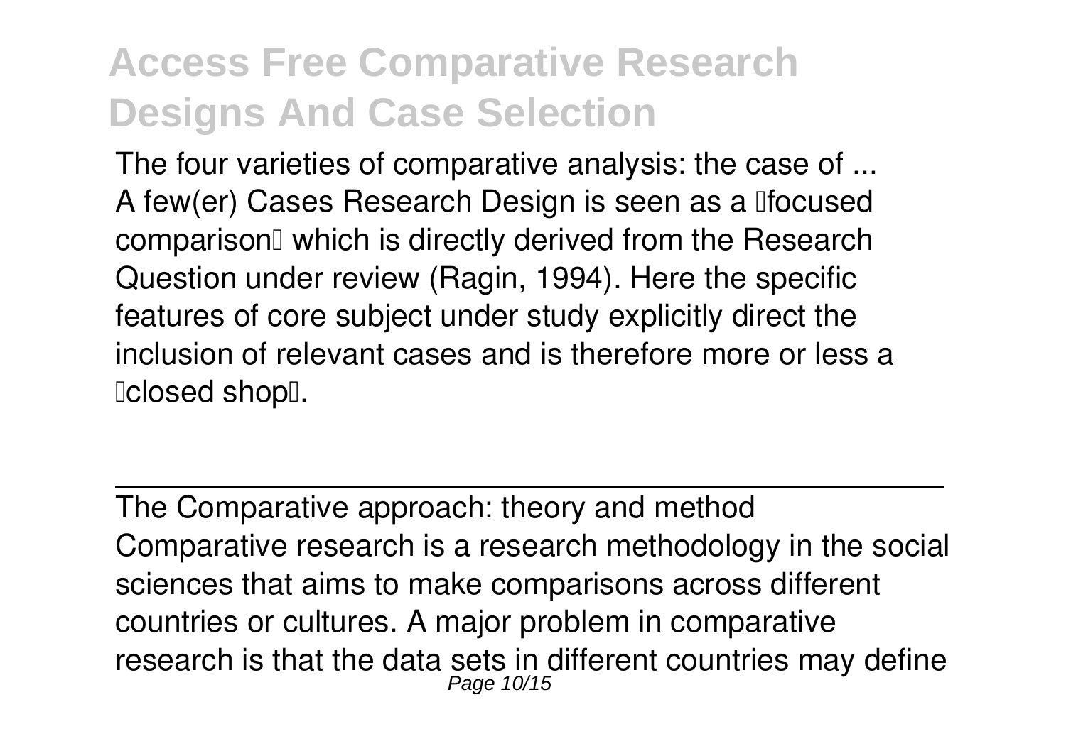The four varieties of comparative analysis: the case of ...
A few(er) Cases Research Design is seen as a 'focused comparison' which is directly derived from the Research Question under review (Ragin, 1994). Here the specific features of core subject under study explicitly direct the inclusion of relevant cases and is therefore more or less a 'closed shop'.

---

The Comparative approach: theory and method
Comparative research is a research methodology in the social sciences that aims to make comparisons across different countries or cultures. A major problem in comparative research is that the data sets in different countries may define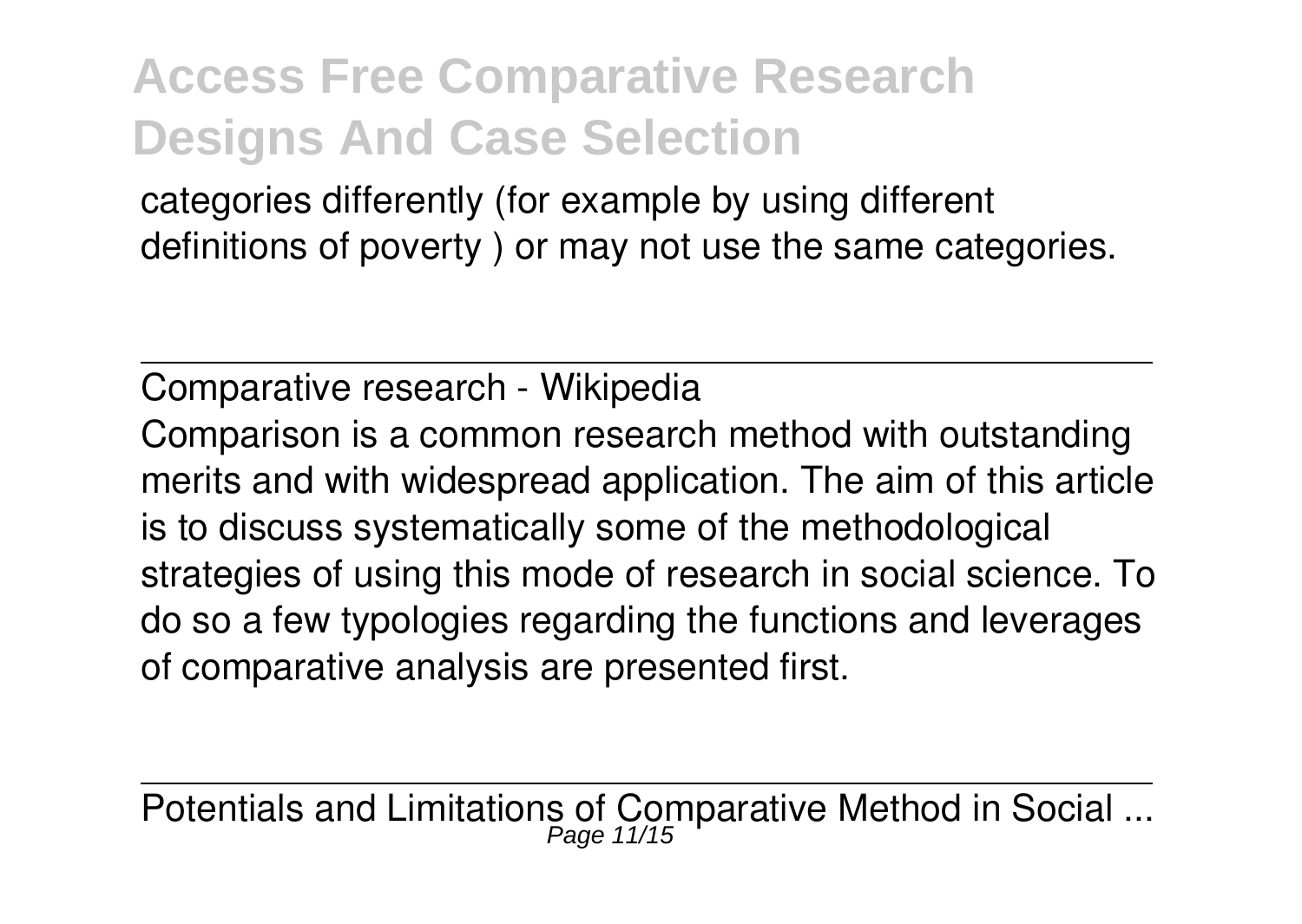categories differently (for example by using different definitions of poverty ) or may not use the same categories.

---

Comparative research - Wikipedia

Comparison is a common research method with outstanding merits and with widespread application. The aim of this article is to discuss systematically some of the methodological strategies of using this mode of research in social science. To do so a few typologies regarding the functions and leverages of comparative analysis are presented first.

---

Potentials and Limitations of Comparative Method in Social ...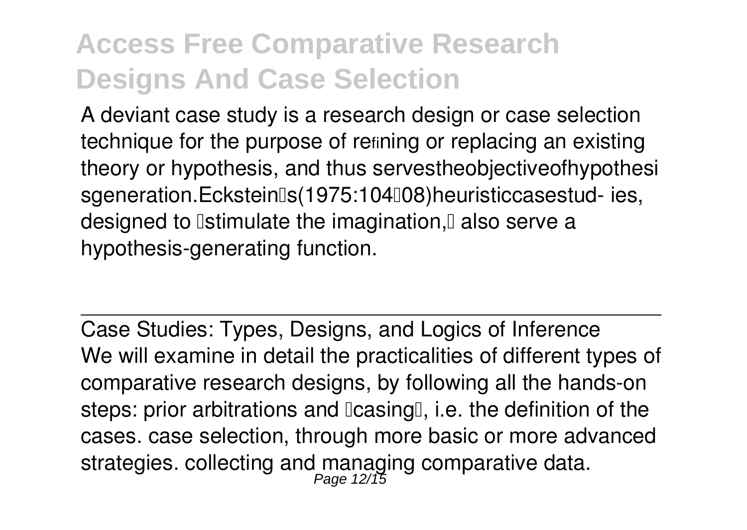A deviant case study is a research design or case selection technique for the purpose of refining or replacing an existing theory or hypothesis, and thus servestheobjectiveofhypothesi sgeneration.Eckstein's(1975:104–08)heuristiccasestud- ies, designed to "stimulate the imagination," also serve a hypothesis-generating function.

## Case Studies: Types, Designs, and Logics of Inference

We will examine in detail the practicalities of different types of comparative research designs, by following all the hands-on steps: prior arbitrations and "casing", i.e. the definition of the cases. case selection, through more basic or more advanced strategies. collecting and managing comparative data.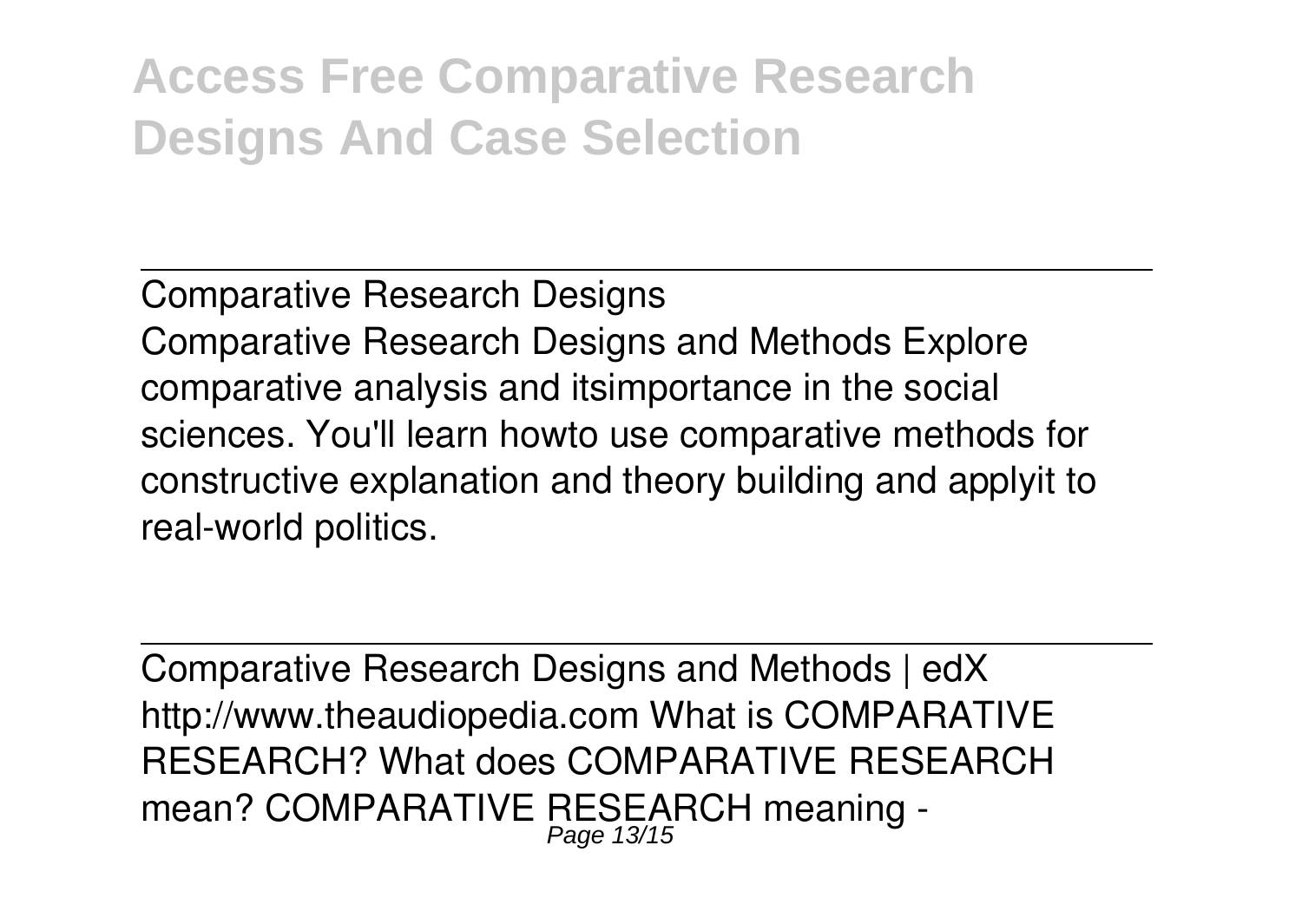Comparative Research Designs

Comparative Research Designs and Methods Explore comparative analysis and itsimportance in the social sciences. You'll learn howto use comparative methods for constructive explanation and theory building and applyit to real-world politics.

---

Comparative Research Designs and Methods | edX

http://www.theaudiopedia.com What is COMPARATIVE RESEARCH? What does COMPARATIVE RESEARCH mean? COMPARATIVE RESEARCH meaning -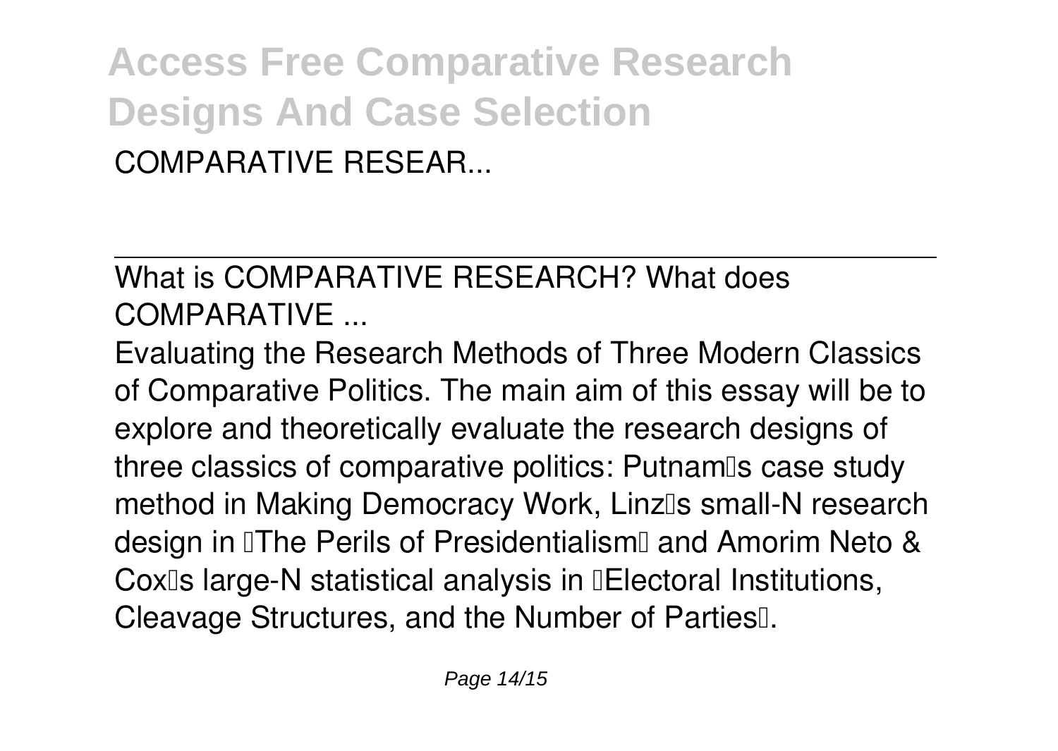COMPARATIVE RESEAR...

What is COMPARATIVE RESEARCH? What does COMPARATIVE ...

Evaluating the Research Methods of Three Modern Classics of Comparative Politics. The main aim of this essay will be to explore and theoretically evaluate the research designs of three classics of comparative politics: Putnam's case study method in Making Democracy Work, Linz's small-N research design in 'The Perils of Presidentialism' and Amorim Neto & Cox's large-N statistical analysis in 'Electoral Institutions, Cleavage Structures, and the Number of Parties'.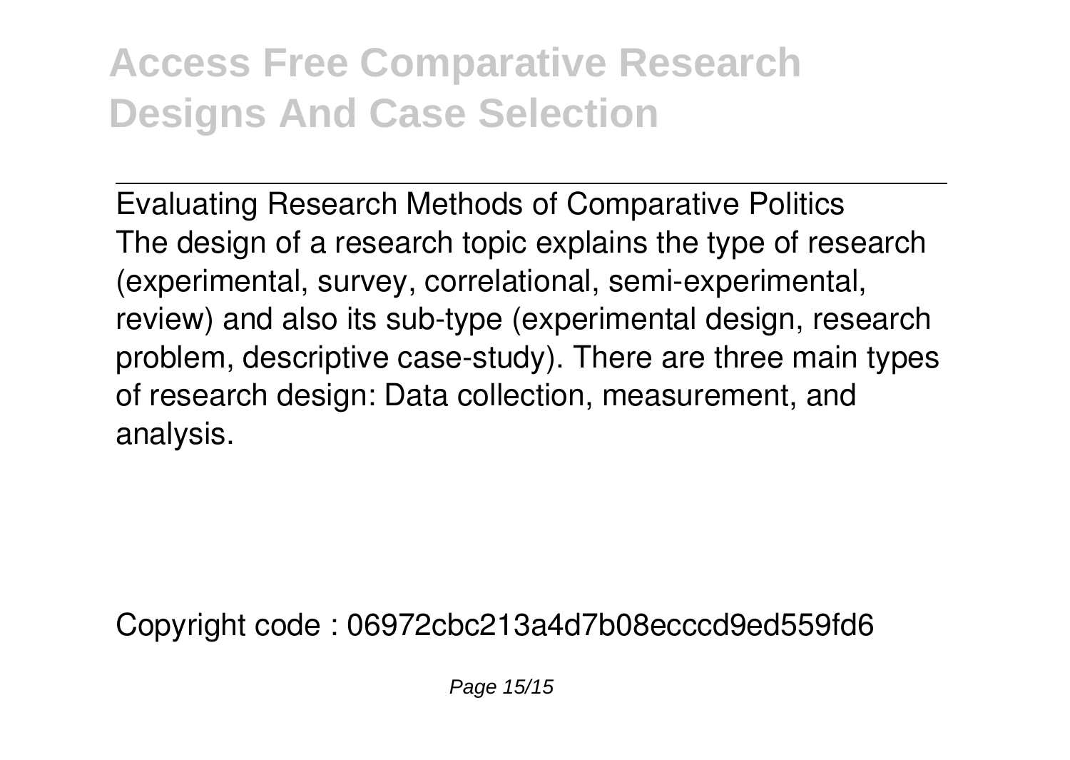Evaluating Research Methods of Comparative Politics
The design of a research topic explains the type of research (experimental, survey, correlational, semi-experimental, review) and also its sub-type (experimental design, research problem, descriptive case-study). There are three main types of research design: Data collection, measurement, and analysis.

Copyright code : 06972cbc213a4d7b08ecccd9ed559fd6